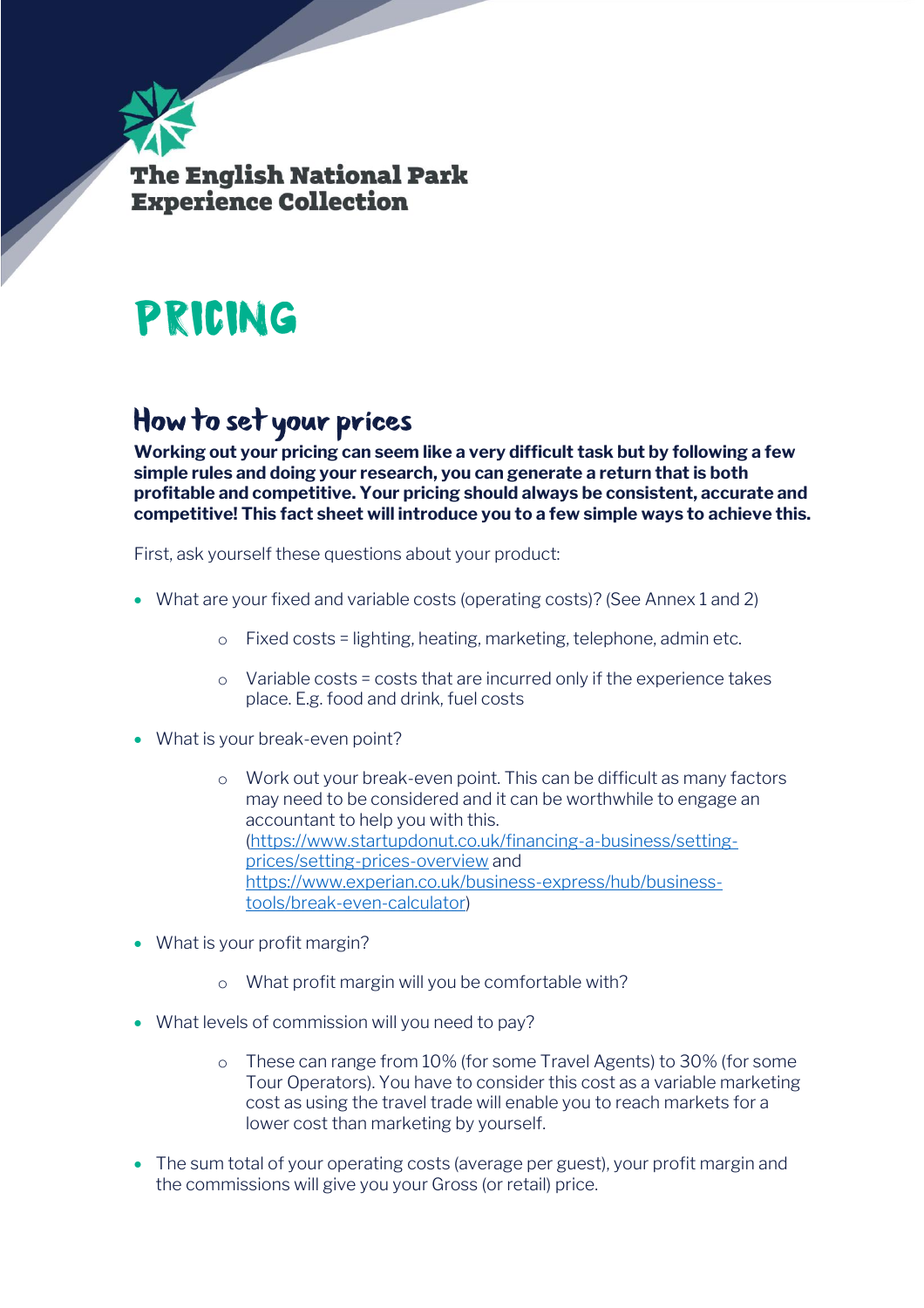The English National Park Experience Collection

# PRICING

## How to set your prices

**Working out your pricing can seem like a very difficult task but by following a few simple rules and doing your research, you can generate a return that is both profitable and competitive. Your pricing should always be consistent, accurate and competitive! This fact sheet will introduce you to a few simple ways to achieve this.**

First, ask yourself these questions about your product:

- What are your fixed and variable costs (operating costs)? (See Annex 1 and 2)
  - Fixed costs = lighting, heating, marketing, telephone, admin etc.
  - Variable costs = costs that are incurred only if the experience takes place. E.g. food and drink, fuel costs
- What is your break-even point?
  - Work out your break-even point. This can be difficult as many factors may need to be considered and it can be worthwhile to engage an accountant to help you with this. (https://www.startupdonut.co.uk/financing-a-business/setting-prices/setting-prices-overview and https://www.experian.co.uk/business-express/hub/business-tools/break-even-calculator)
- What is your profit margin?
  - What profit margin will you be comfortable with?
- What levels of commission will you need to pay?
  - These can range from 10% (for some Travel Agents) to 30% (for some Tour Operators). You have to consider this cost as a variable marketing cost as using the travel trade will enable you to reach markets for a lower cost than marketing by yourself.
- The sum total of your operating costs (average per guest), your profit margin and the commissions will give you your Gross (or retail) price.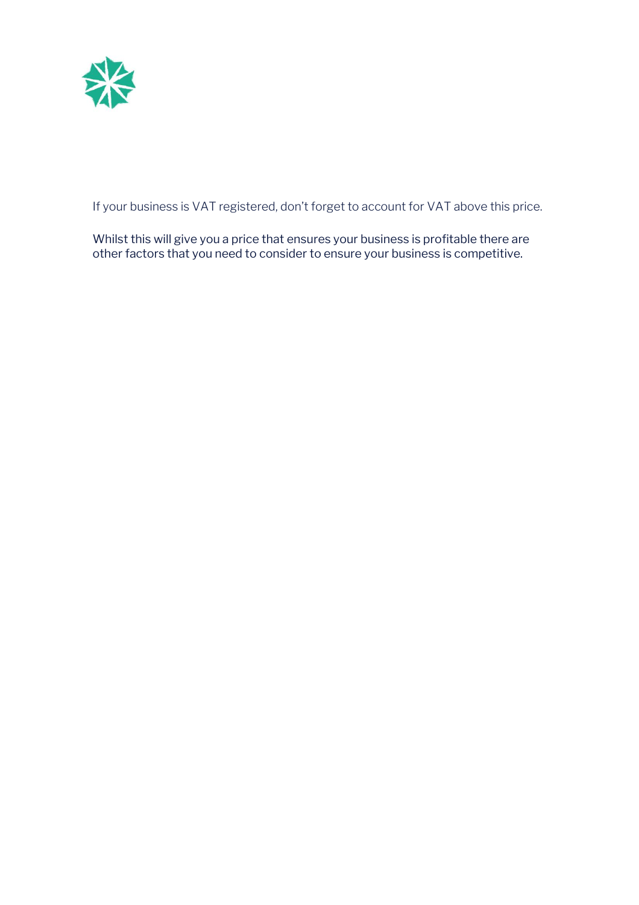If your business is VAT registered, don't forget to account for VAT above this price.

Whilst this will give you a price that ensures your business is profitable there are other factors that you need to consider to ensure your business is competitive.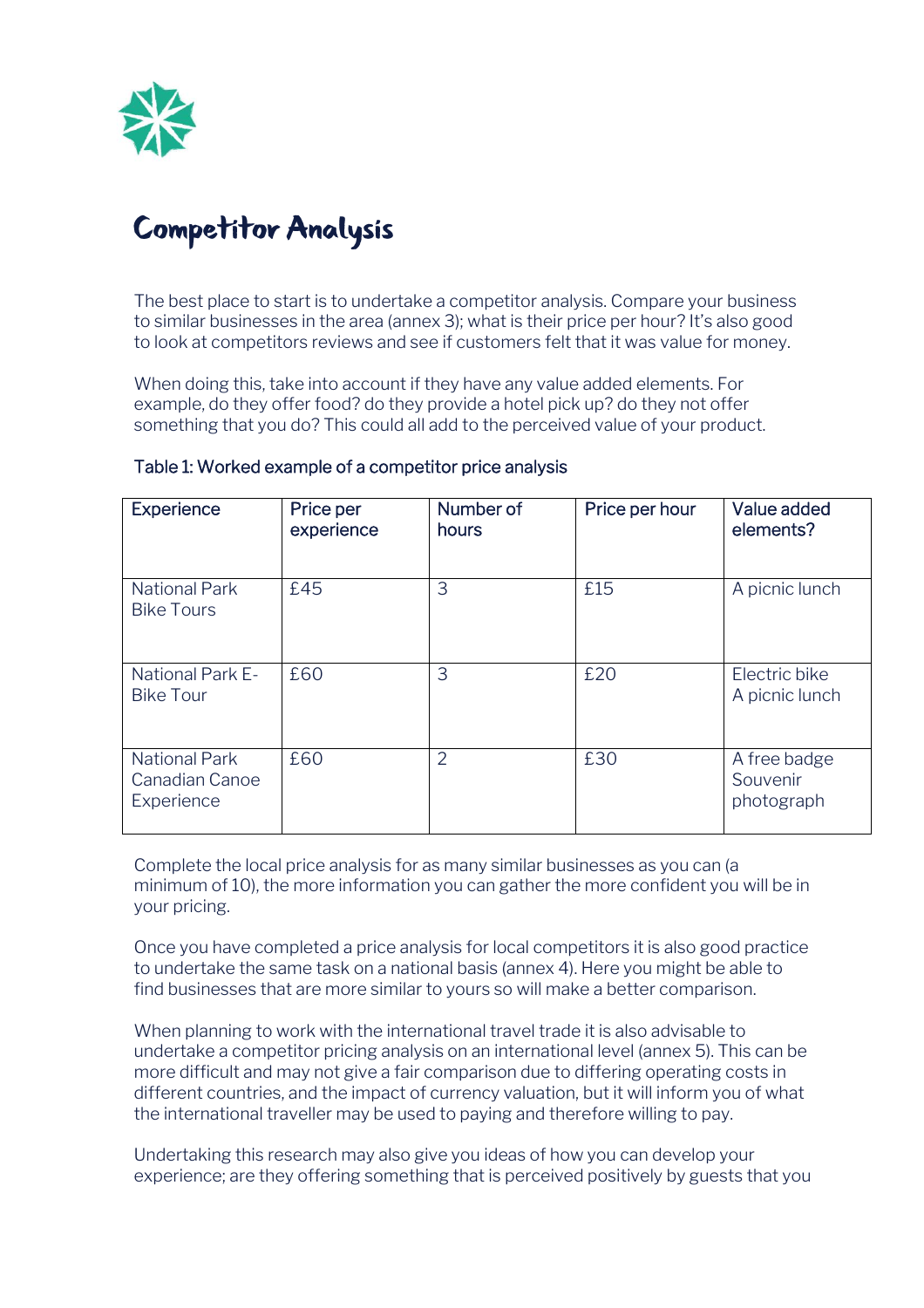# Competitor Analysis

The best place to start is to undertake a competitor analysis. Compare your business to similar businesses in the area (annex 3); what is their price per hour? It's also good to look at competitors reviews and see if customers felt that it was value for money.

When doing this, take into account if they have any value added elements. For example, do they offer food? do they provide a hotel pick up? do they not offer something that you do? This could all add to the perceived value of your product.

Table 1: Worked example of a competitor price analysis

| Experience | Price per experience | Number of hours | Price per hour | Value added elements? |
|---|---|---|---|---|
| National Park Bike Tours | £45 | 3 | £15 | A picnic lunch |
| National Park E-Bike Tour | £60 | 3 | £20 | Electric bike<br>A picnic lunch |
| National Park Canadian Canoe Experience | £60 | 2 | £30 | A free badge<br>Souvenir photograph |

Complete the local price analysis for as many similar businesses as you can (a minimum of 10), the more information you can gather the more confident you will be in your pricing.

Once you have completed a price analysis for local competitors it is also good practice to undertake the same task on a national basis (annex 4). Here you might be able to find businesses that are more similar to yours so will make a better comparison.

When planning to work with the international travel trade it is also advisable to undertake a competitor pricing analysis on an international level (annex 5). This can be more difficult and may not give a fair comparison due to differing operating costs in different countries, and the impact of currency valuation, but it will inform you of what the international traveller may be used to paying and therefore willing to pay.

Undertaking this research may also give you ideas of how you can develop your experience; are they offering something that is perceived positively by guests that you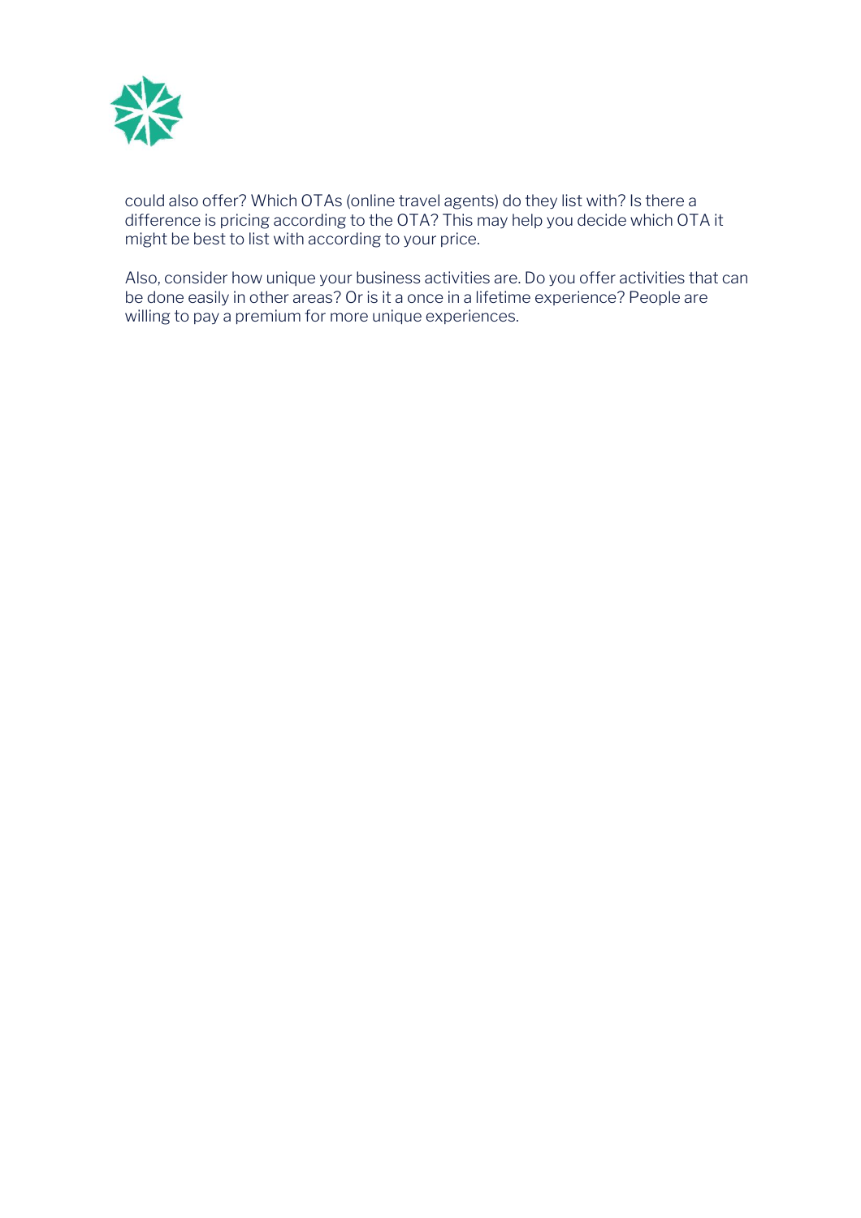could also offer? Which OTAs (online travel agents) do they list with? Is there a difference is pricing according to the OTA? This may help you decide which OTA it might be best to list with according to your price.

Also, consider how unique your business activities are. Do you offer activities that can be done easily in other areas? Or is it a once in a lifetime experience? People are willing to pay a premium for more unique experiences.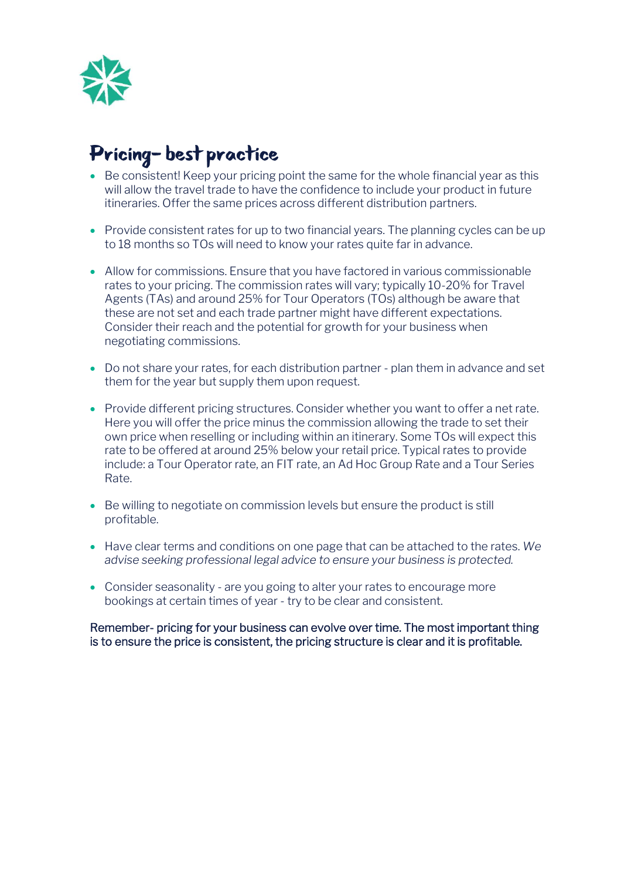# Pricing- best practice

- Be consistent! Keep your pricing point the same for the whole financial year as this will allow the travel trade to have the confidence to include your product in future itineraries. Offer the same prices across different distribution partners.

- Provide consistent rates for up to two financial years. The planning cycles can be up to 18 months so TOs will need to know your rates quite far in advance.

- Allow for commissions. Ensure that you have factored in various commissionable rates to your pricing. The commission rates will vary; typically 10-20% for Travel Agents (TAs) and around 25% for Tour Operators (TOs) although be aware that these are not set and each trade partner might have different expectations. Consider their reach and the potential for growth for your business when negotiating commissions.

- Do not share your rates, for each distribution partner - plan them in advance and set them for the year but supply them upon request.

- Provide different pricing structures. Consider whether you want to offer a net rate. Here you will offer the price minus the commission allowing the trade to set their own price when reselling or including within an itinerary. Some TOs will expect this rate to be offered at around 25% below your retail price. Typical rates to provide include: a Tour Operator rate, an FIT rate, an Ad Hoc Group Rate and a Tour Series Rate.

- Be willing to negotiate on commission levels but ensure the product is still profitable.

- Have clear terms and conditions on one page that can be attached to the rates. *We advise seeking professional legal advice to ensure your business is protected.*

- Consider seasonality - are you going to alter your rates to encourage more bookings at certain times of year - try to be clear and consistent.

Remember- pricing for your business can evolve over time. The most important thing is to ensure the price is consistent, the pricing structure is clear and it is profitable.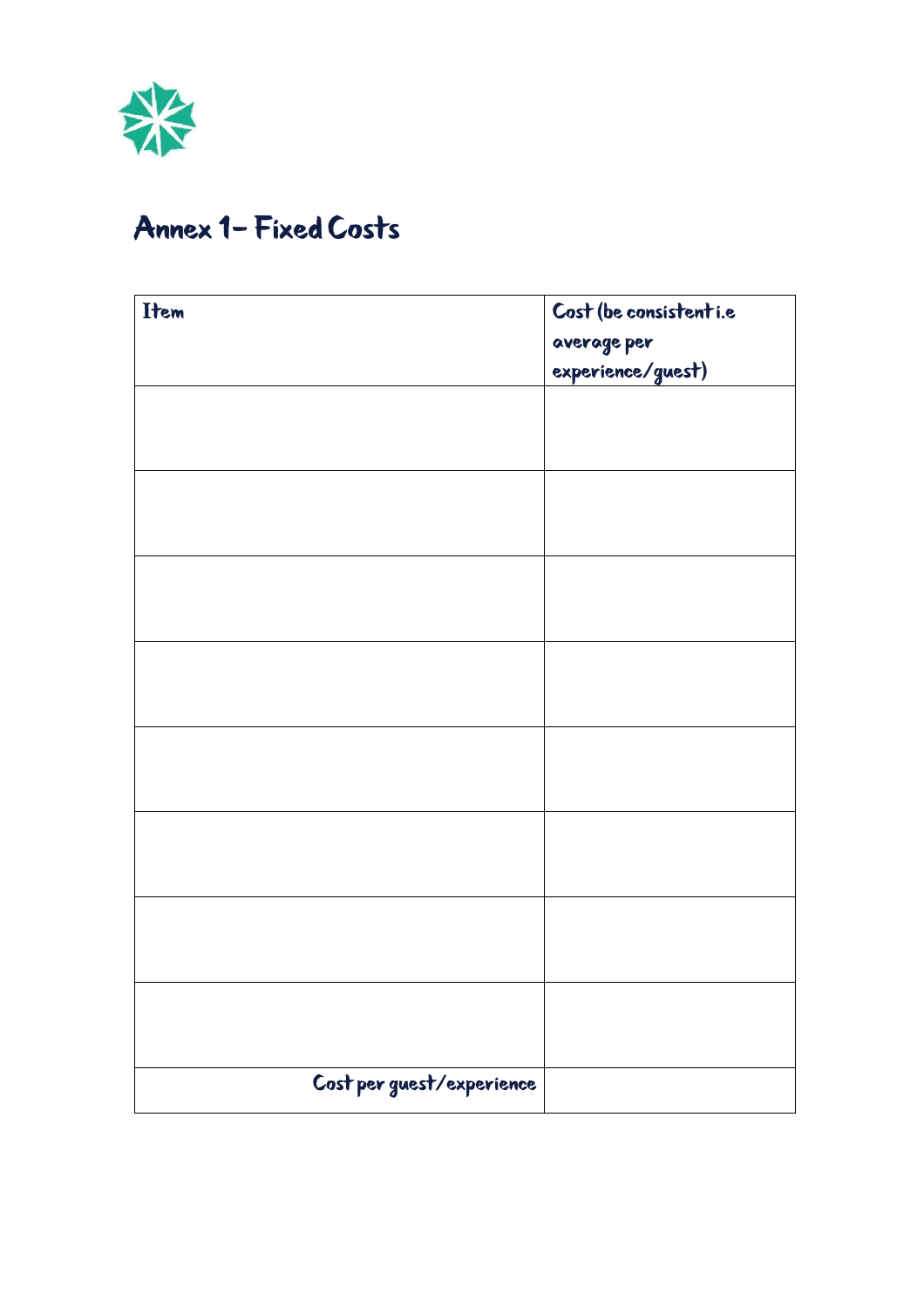# Annex 1- Fixed Costs

| Item | Cost (be consistent i.e average per experience/guest) |
|---|---|
| | |
| | |
| | |
| | |
| | |
| | |
| | |
| | |
| Cost per guest/experience | |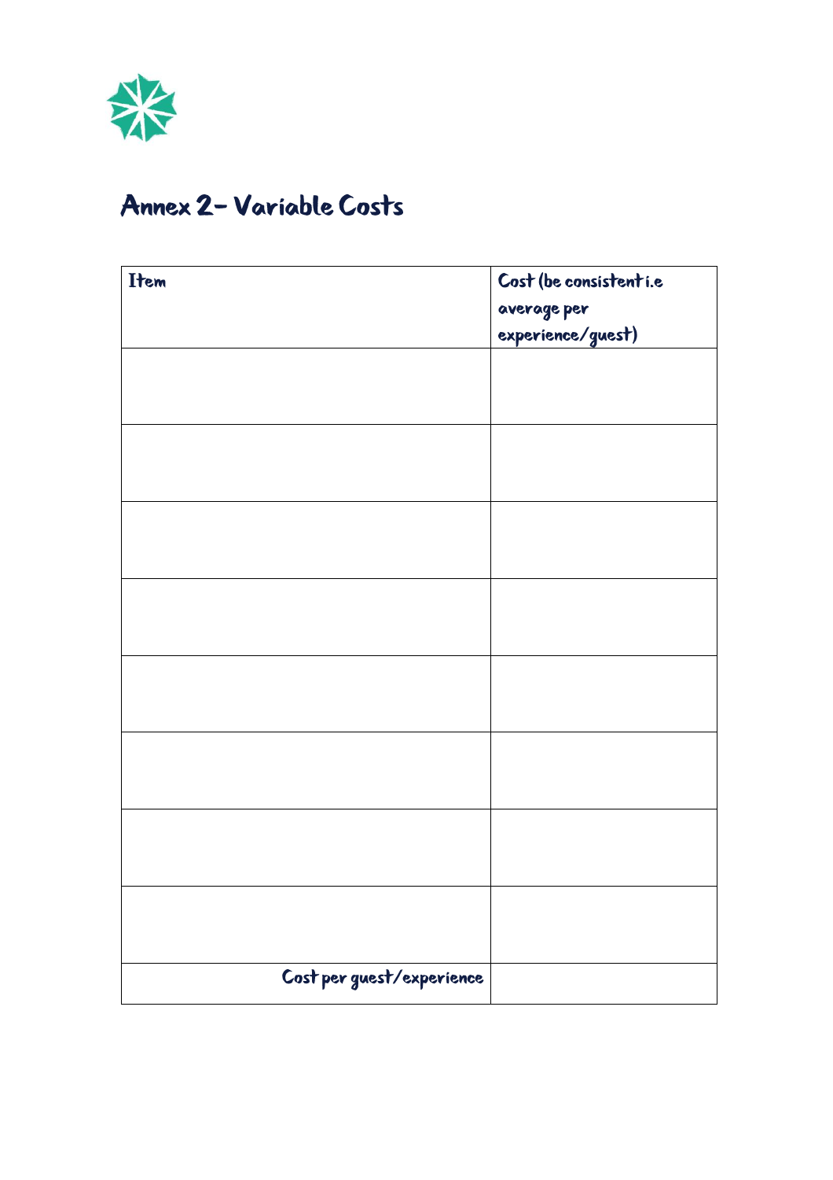# Annex 2- Variable Costs

| Item | Cost (be consistent i.e average per experience/guest) |
|---|---|
| | |
| | |
| | |
| | |
| | |
| | |
| | |
| | |
| Cost per guest/experience | |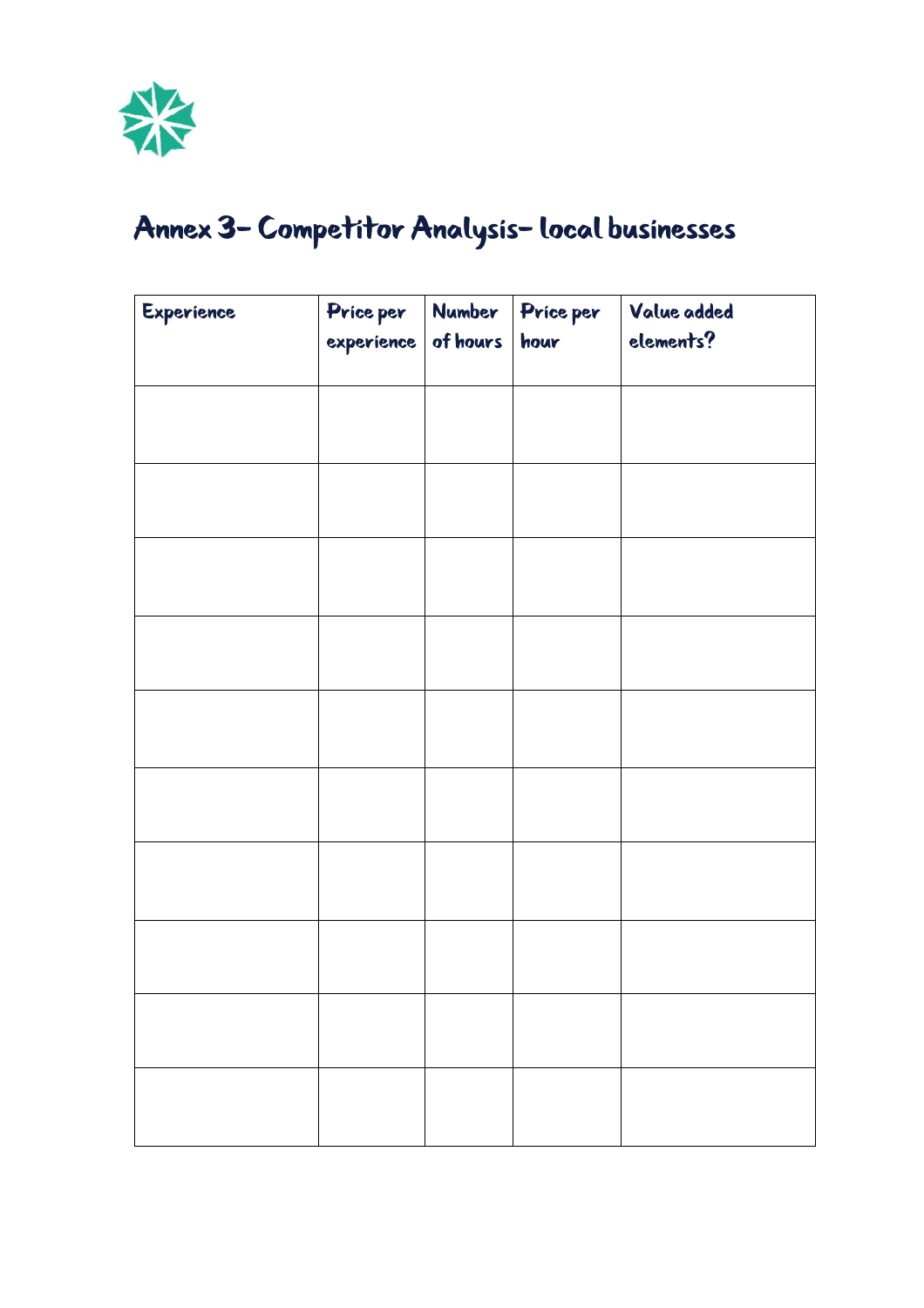# Annex 3- Competitor Analysis- local businesses

| Experience | Price per experience | Number of hours | Price per hour | Value added elements? |
|---|---|---|---|---|
| | | | | |
| | | | | |
| | | | | |
| | | | | |
| | | | | |
| | | | | |
| | | | | |
| | | | | |
| | | | | |
| | | | | |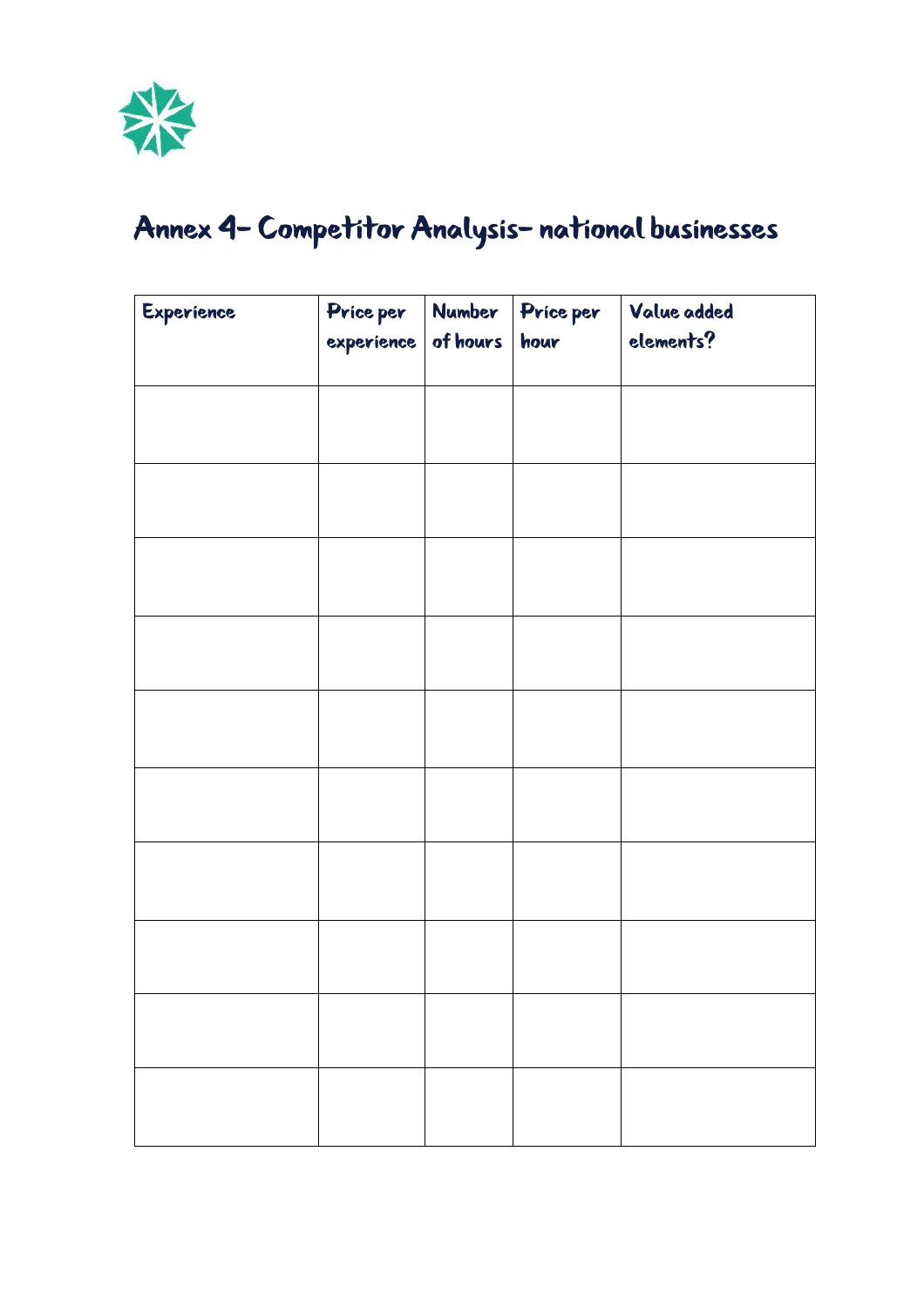# Annex 4- Competitor Analysis- national businesses

| Experience | Price per experience | Number of hours | Price per hour | Value added elements? |
|---|---|---|---|---|
| | | | | |
| | | | | |
| | | | | |
| | | | | |
| | | | | |
| | | | | |
| | | | | |
| | | | | |
| | | | | |
| | | | | |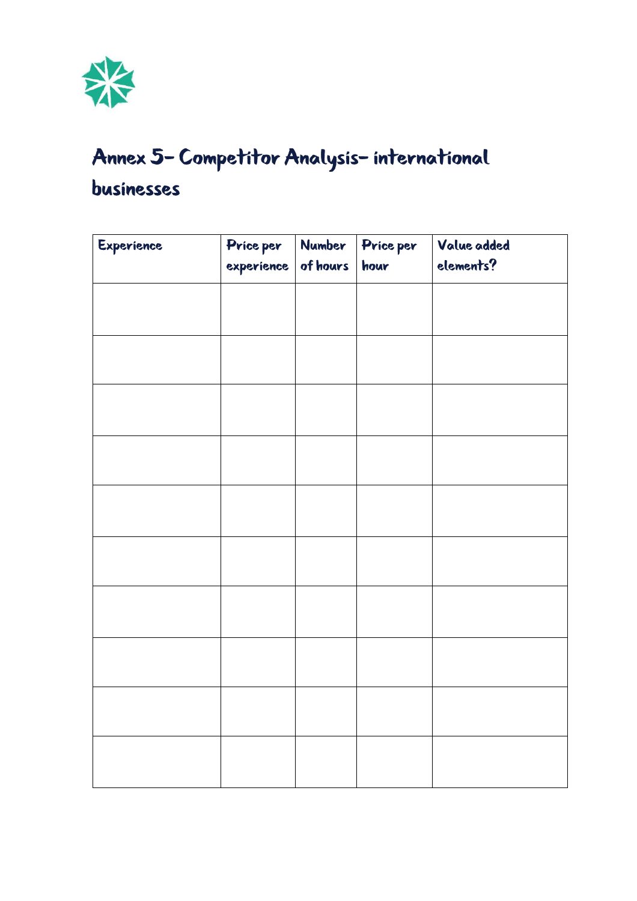# Annex 5- Competitor Analysis- international businesses

| Experience | Price per experience | Number of hours | Price per hour | Value added elements? |
|---|---|---|---|---|
| | | | | |
| | | | | |
| | | | | |
| | | | | |
| | | | | |
| | | | | |
| | | | | |
| | | | | |
| | | | | |
| | | | | |